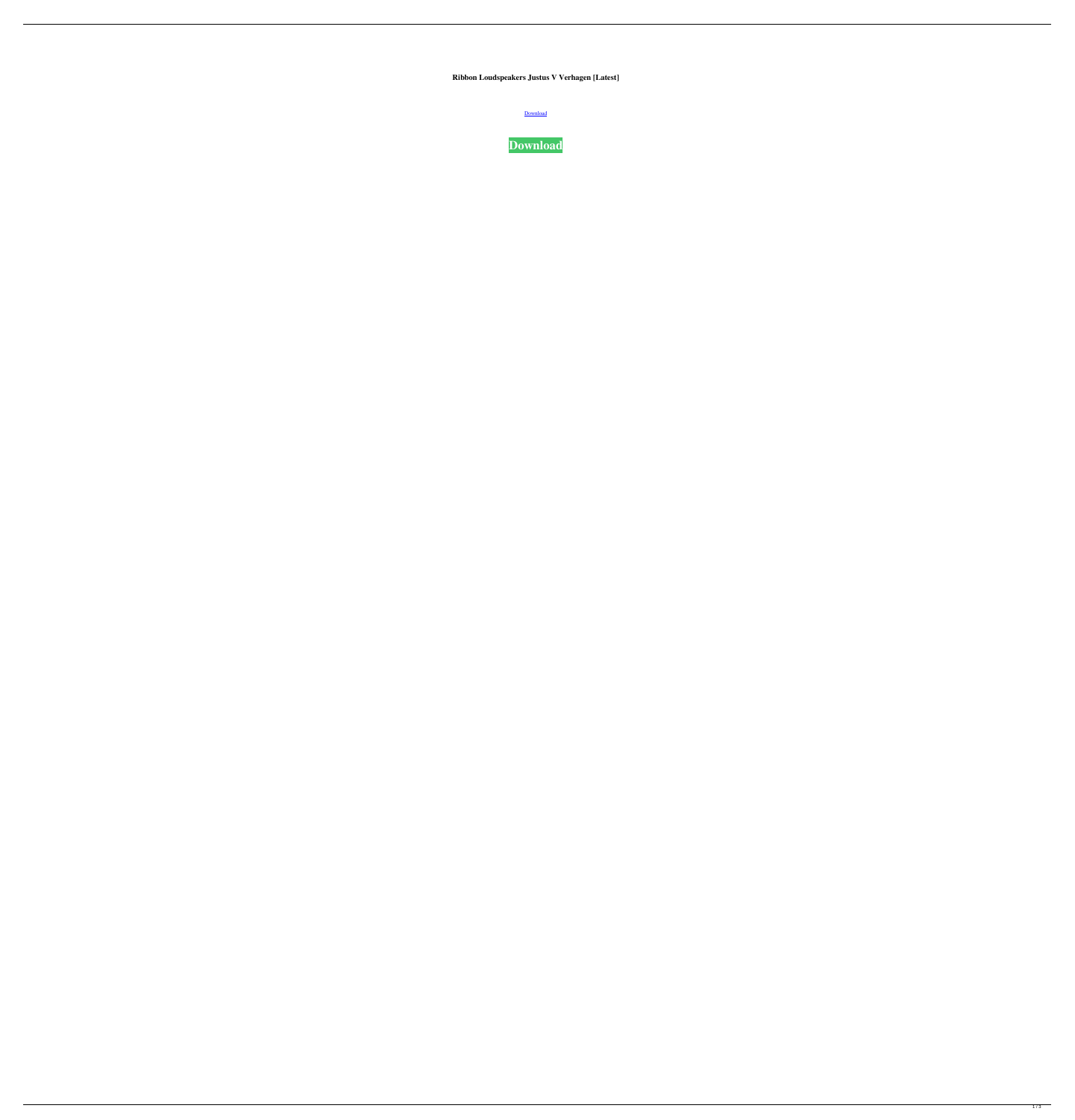**Ribbon Loudspeakers Justus V Verhagen [Latest]**

Download

**Download**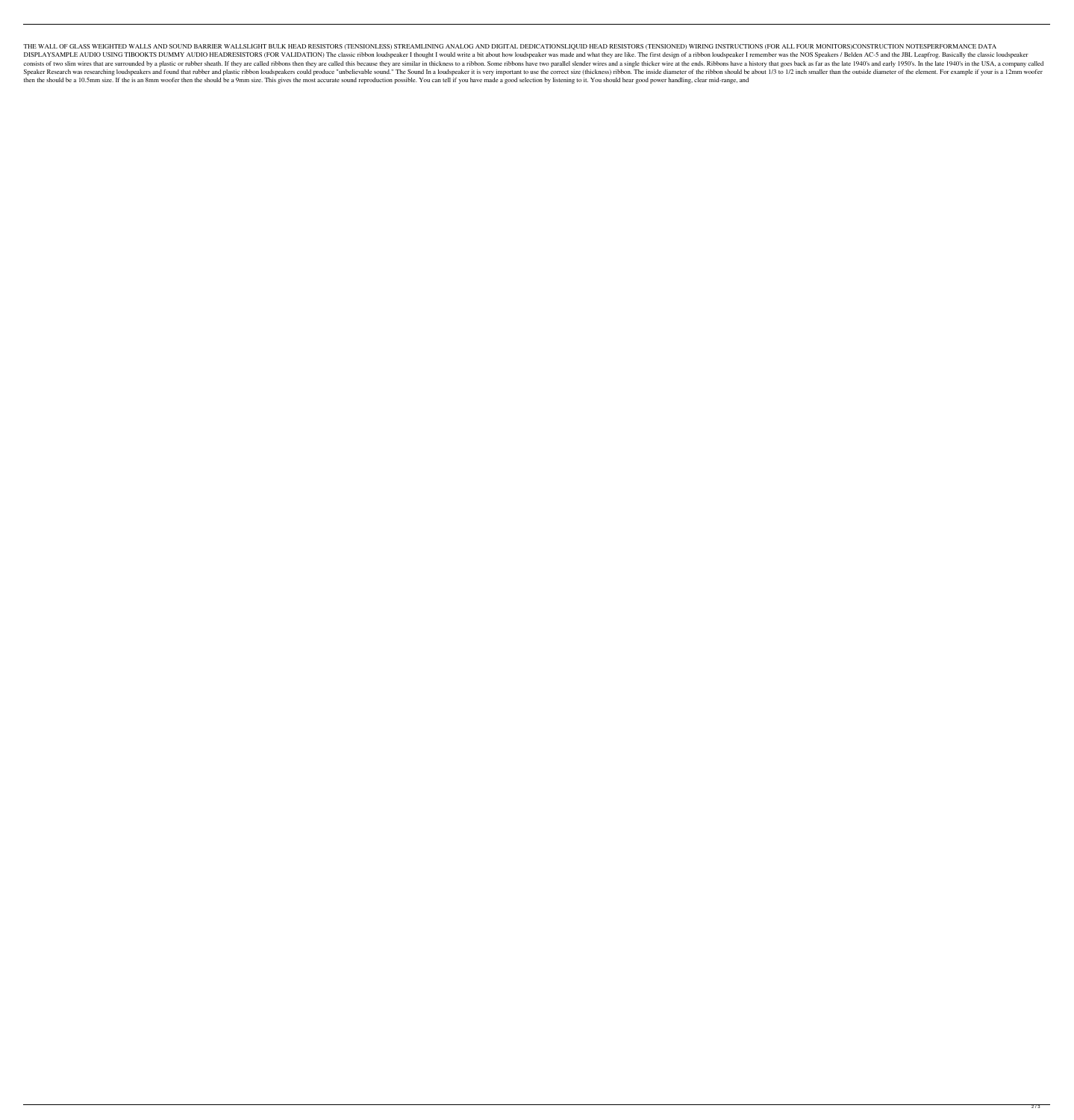THE WALL OF GLASS WEIGHTED WALLS AND SOUND BARRIER WALLSLIGHT BULK HEAD RESISTORS (TENSIONLESS) STREAMLINING ANALOG AND DIGITAL DEDICATIONSLIQUID HEAD RESISTORS (TENSIONED) WIRING INSTRUCTIONS (FOR ALL FOUR MONITORS)CONSTRUCTION NOTESPERFORMANCE DATA DISPLAYSAMPLE AUDIO USING TIBOOKTS DUMMY AUDIO HEADRESISTORS (FOR VALIDATION) The classic ribbon loudspeaker I thought I would write a bit about how loudspeaker was made and what they are like. The first design of a ribbon loudspeaker I remember was the NOS Speakers / Belden AC-5 and the JBL Leapfrog. Basically the classic loudspeaker consists of two slim wires that are surrounded by a plastic or rubber sheath. If they are called ribbons then they are called this because they are similar in thickness to a ribbon. Some ribbons have two parallel slender wires and a single thicker wire at the ends. Ribbons have a history that goes back as far as the late 1940's and early 1950's. In the late 1940's in the USA, a company called Speaker Research was researching loudspeakers and found that rubber and plastic ribbon loudspeakers could produce "unbelievable sound." The Sound In a loudspeaker it is very important to use the correct size (thickness) ribbon. The inside diameter of the ribbon should be about 1/3 to 1/2 inch smaller than the outside diameter of the element. For example if your is a 12mm woofer then the should be a 10.5mm size. If the is an 8mm woofer then the should be a 9mm size. This gives the most accurate sound reproduction possible. You can tell if you have made a good selection by listening to it. You should hear good power handling, clear mid-range, and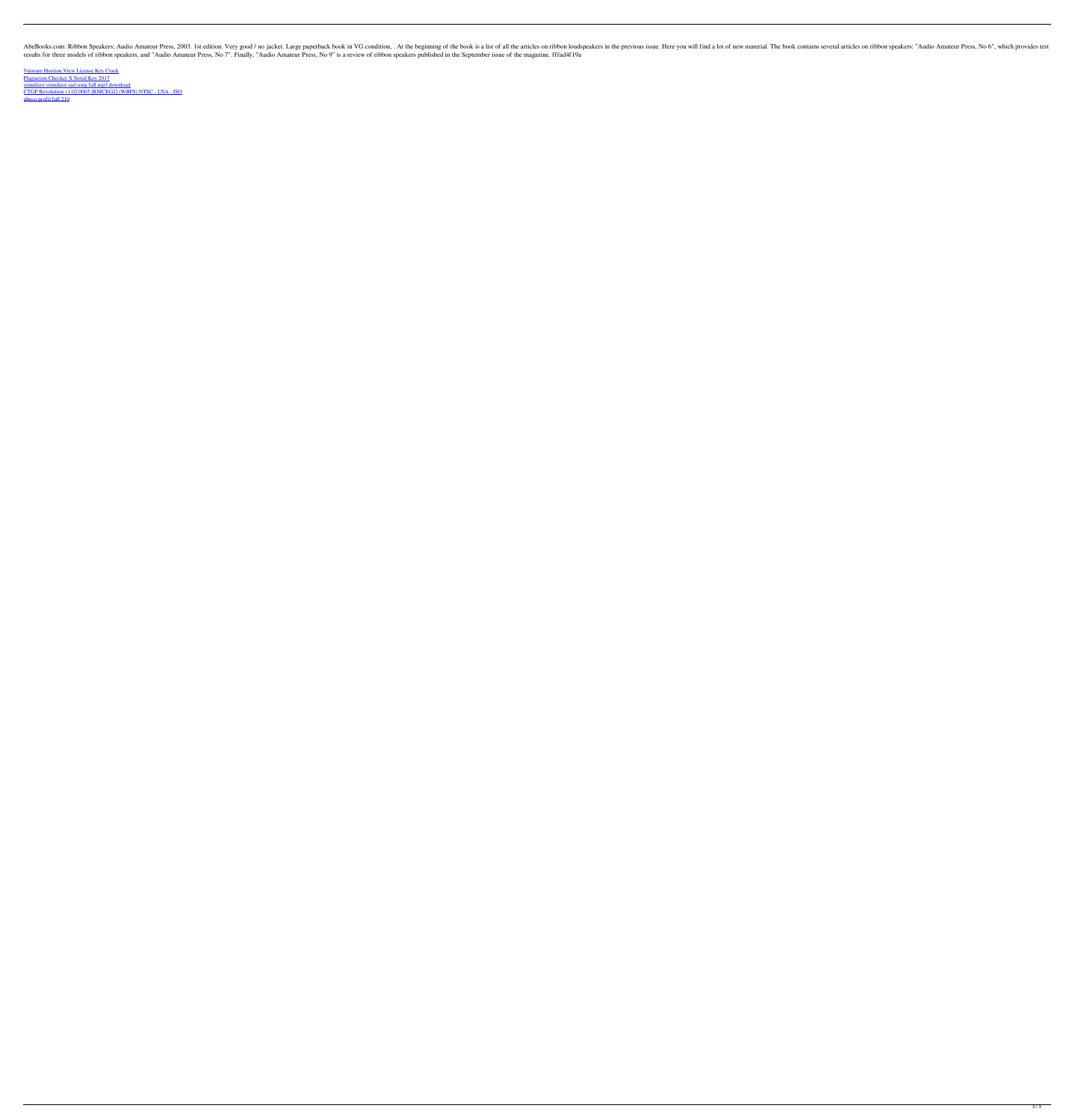AbeBooks.com: Ribbon Speakers: Audio Amateur Press, 2003. 1st edition. Very good / no jacket. Large paperback book in VG condition, . At the beginning of the book is a list of all the articles on ribbon loudspeakers in the previous issue. Here you will find a lot of new material. The book contains several articles on ribbon speakers: "Audio Amateur Press, No 6", which provides test results for three models of ribbon speakers, and "Audio Amateur Press, No 7". Finally, "Audio Amateur Press, No 9" is a review of ribbon speakers published in the September issue of the magazine. fffad4f19a

Vmware Horizon View License Key Crack
Plagiarism Checker X Serial Key 2017
vennilave vennilave sad song full mp3 download
CTGP Revolution v1.02.0003 [RMCEG2] (WBFS) NTSC - USA - ISO
ubeco profil full 210